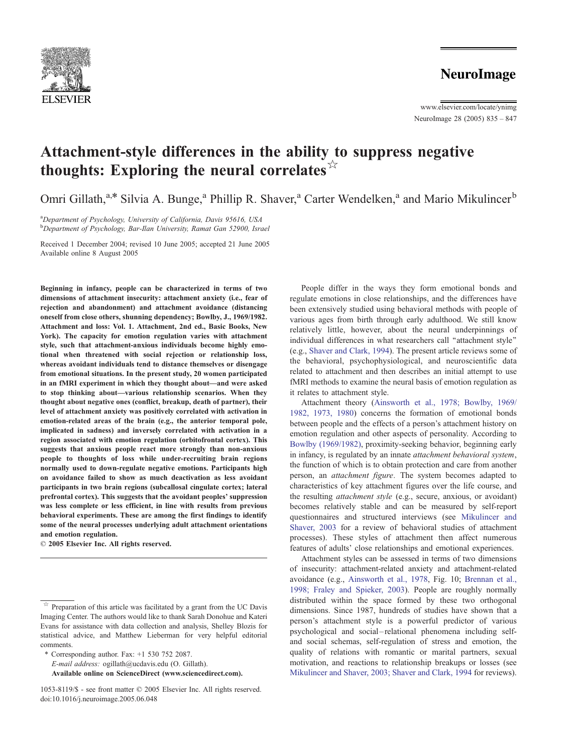# Attachment-style differences in the ability to suppress negative thoughts: Exploring the neural correlates☆

Omri Gillath,[a,*] Silvia A. Bunge,[a] Phillip R. Shaver,[a] Carter Wendelken,[a] and Mario Mikulincer[b]

[a]*Department of Psychology, University of California, Davis 95616, USA*
[b]*Department of Psychology, Bar-Ilan University, Ramat Gan 52900, Israel*

Received 1 December 2004; revised 10 June 2005; accepted 21 June 2005
Available online 8 August 2005

**Beginning in infancy, people can be characterized in terms of two dimensions of attachment insecurity: attachment anxiety (i.e., fear of rejection and abandonment) and attachment avoidance (distancing oneself from close others, shunning dependency; Bowlby, J., 1969/1982. Attachment and loss: Vol. 1. Attachment, 2nd ed., Basic Books, New York). The capacity for emotion regulation varies with attachment style, such that attachment-anxious individuals become highly emotional when threatened with social rejection or relationship loss, whereas avoidant individuals tend to distance themselves or disengage from emotional situations. In the present study, 20 women participated in an fMRI experiment in which they thought about—and were asked to stop thinking about—various relationship scenarios. When they thought about negative ones (conflict, breakup, death of partner), their level of attachment anxiety was positively correlated with activation in emotion-related areas of the brain (e.g., the anterior temporal pole, implicated in sadness) and inversely correlated with activation in a region associated with emotion regulation (orbitofrontal cortex). This suggests that anxious people react more strongly than non-anxious people to thoughts of loss while under-recruiting brain regions normally used to down-regulate negative emotions. Participants high on avoidance failed to show as much deactivation as less avoidant participants in two brain regions (subcallosal cingulate cortex; lateral prefrontal cortex). This suggests that the avoidant peoples' suppression was less complete or less efficient, in line with results from previous behavioral experiments. These are among the first findings to identify some of the neural processes underlying adult attachment orientations and emotion regulation.**
**© 2005 Elsevier Inc. All rights reserved.**

People differ in the ways they form emotional bonds and regulate emotions in close relationships, and the differences have been extensively studied using behavioral methods with people of various ages from birth through early adulthood. We still know relatively little, however, about the neural underpinnings of individual differences in what researchers call "attachment style" (e.g., Shaver and Clark, 1994). The present article reviews some of the behavioral, psychophysiological, and neuroscientific data related to attachment and then describes an initial attempt to use fMRI methods to examine the neural basis of emotion regulation as it relates to attachment style.

Attachment theory (Ainsworth et al., 1978; Bowlby, 1969/1982, 1973, 1980) concerns the formation of emotional bonds between people and the effects of a person's attachment history on emotion regulation and other aspects of personality. According to Bowlby (1969/1982), proximity-seeking behavior, beginning early in infancy, is regulated by an innate *attachment behavioral system*, the function of which is to obtain protection and care from another person, an *attachment figure*. The system becomes adapted to characteristics of key attachment figures over the life course, and the resulting *attachment style* (e.g., secure, anxious, or avoidant) becomes relatively stable and can be measured by self-report questionnaires and structured interviews (see Mikulincer and Shaver, 2003 for a review of behavioral studies of attachment processes). These styles of attachment then affect numerous features of adults' close relationships and emotional experiences.

Attachment styles can be assessed in terms of two dimensions of insecurity: attachment-related anxiety and attachment-related avoidance (e.g., Ainsworth et al., 1978, Fig. 10; Brennan et al., 1998; Fraley and Spieker, 2003). People are roughly normally distributed within the space formed by these two orthogonal dimensions. Since 1987, hundreds of studies have shown that a person's attachment style is a powerful predictor of various psychological and social–relational phenomena including self- and social schemas, self-regulation of stress and emotion, the quality of relations with romantic or marital partners, sexual motivation, and reactions to relationship breakups or losses (see Mikulincer and Shaver, 2003; Shaver and Clark, 1994 for reviews).

---

☆ Preparation of this article was facilitated by a grant from the UC Davis Imaging Center. The authors would like to thank Sarah Donohue and Kateri Evans for assistance with data collection and analysis, Shelley Blozis for statistical advice, and Matthew Lieberman for very helpful editorial comments.

\* Corresponding author. Fax: +1 530 752 2087.
*E-mail address:* ogillath@ucdavis.edu (O. Gillath).
**Available online on ScienceDirect (www.sciencedirect.com).**

1053-8119/$ - see front matter © 2005 Elsevier Inc. All rights reserved.
doi:10.1016/j.neuroimage.2005.06.048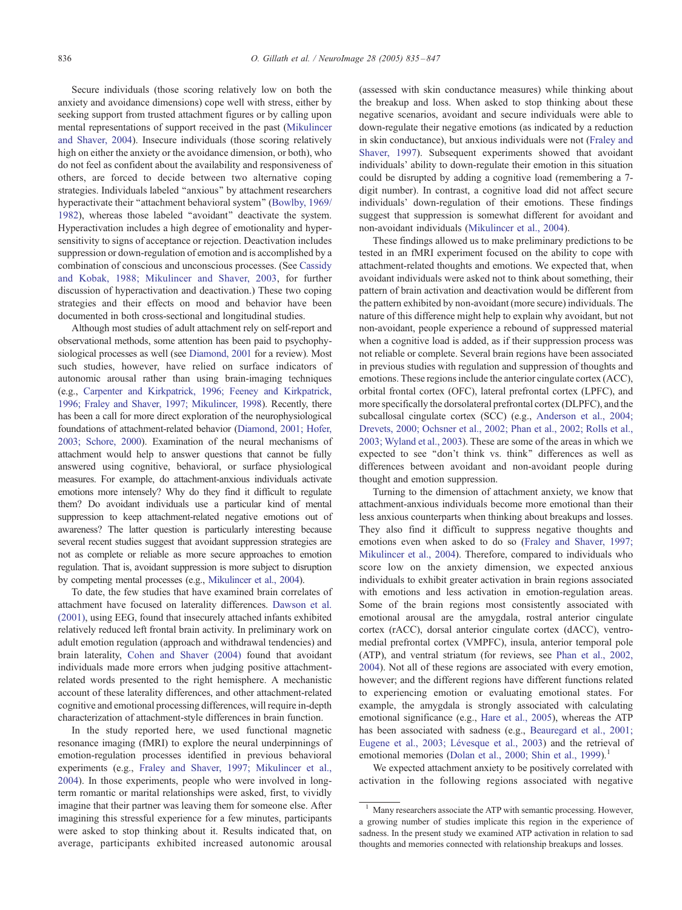Secure individuals (those scoring relatively low on both the anxiety and avoidance dimensions) cope well with stress, either by seeking support from trusted attachment figures or by calling upon mental representations of support received in the past (Mikulincer and Shaver, 2004). Insecure individuals (those scoring relatively high on either the anxiety or the avoidance dimension, or both), who do not feel as confident about the availability and responsiveness of others, are forced to decide between two alternative coping strategies. Individuals labeled "anxious" by attachment researchers hyperactivate their "attachment behavioral system" (Bowlby, 1969/1982), whereas those labeled "avoidant" deactivate the system. Hyperactivation includes a high degree of emotionality and hypersensitivity to signs of acceptance or rejection. Deactivation includes suppression or down-regulation of emotion and is accomplished by a combination of conscious and unconscious processes. (See Cassidy and Kobak, 1988; Mikulincer and Shaver, 2003, for further discussion of hyperactivation and deactivation.) These two coping strategies and their effects on mood and behavior have been documented in both cross-sectional and longitudinal studies.

Although most studies of adult attachment rely on self-report and observational methods, some attention has been paid to psychophysiological processes as well (see Diamond, 2001 for a review). Most such studies, however, have relied on surface indicators of autonomic arousal rather than using brain-imaging techniques (e.g., Carpenter and Kirkpatrick, 1996; Feeney and Kirkpatrick, 1996; Fraley and Shaver, 1997; Mikulincer, 1998). Recently, there has been a call for more direct exploration of the neurophysiological foundations of attachment-related behavior (Diamond, 2001; Hofer, 2003; Schore, 2000). Examination of the neural mechanisms of attachment would help to answer questions that cannot be fully answered using cognitive, behavioral, or surface physiological measures. For example, do attachment-anxious individuals activate emotions more intensely? Why do they find it difficult to regulate them? Do avoidant individuals use a particular kind of mental suppression to keep attachment-related negative emotions out of awareness? The latter question is particularly interesting because several recent studies suggest that avoidant suppression strategies are not as complete or reliable as more secure approaches to emotion regulation. That is, avoidant suppression is more subject to disruption by competing mental processes (e.g., Mikulincer et al., 2004).

To date, the few studies that have examined brain correlates of attachment have focused on laterality differences. Dawson et al. (2001), using EEG, found that insecurely attached infants exhibited relatively reduced left frontal brain activity. In preliminary work on adult emotion regulation (approach and withdrawal tendencies) and brain laterality, Cohen and Shaver (2004) found that avoidant individuals made more errors when judging positive attachment-related words presented to the right hemisphere. A mechanistic account of these laterality differences, and other attachment-related cognitive and emotional processing differences, will require in-depth characterization of attachment-style differences in brain function.

In the study reported here, we used functional magnetic resonance imaging (fMRI) to explore the neural underpinnings of emotion-regulation processes identified in previous behavioral experiments (e.g., Fraley and Shaver, 1997; Mikulincer et al., 2004). In those experiments, people who were involved in long-term romantic or marital relationships were asked, first, to vividly imagine that their partner was leaving them for someone else. After imagining this stressful experience for a few minutes, participants were asked to stop thinking about it. Results indicated that, on average, participants exhibited increased autonomic arousal (assessed with skin conductance measures) while thinking about the breakup and loss. When asked to stop thinking about these negative scenarios, avoidant and secure individuals were able to down-regulate their negative emotions (as indicated by a reduction in skin conductance), but anxious individuals were not (Fraley and Shaver, 1997). Subsequent experiments showed that avoidant individuals' ability to down-regulate their emotion in this situation could be disrupted by adding a cognitive load (remembering a 7-digit number). In contrast, a cognitive load did not affect secure individuals' down-regulation of their emotions. These findings suggest that suppression is somewhat different for avoidant and non-avoidant individuals (Mikulincer et al., 2004).

These findings allowed us to make preliminary predictions to be tested in an fMRI experiment focused on the ability to cope with attachment-related thoughts and emotions. We expected that, when avoidant individuals were asked not to think about something, their pattern of brain activation and deactivation would be different from the pattern exhibited by non-avoidant (more secure) individuals. The nature of this difference might help to explain why avoidant, but not non-avoidant, people experience a rebound of suppressed material when a cognitive load is added, as if their suppression process was not reliable or complete. Several brain regions have been associated in previous studies with regulation and suppression of thoughts and emotions. These regions include the anterior cingulate cortex (ACC), orbital frontal cortex (OFC), lateral prefrontal cortex (LPFC), and more specifically the dorsolateral prefrontal cortex (DLPFC), and the subcallosal cingulate cortex (SCC) (e.g., Anderson et al., 2004; Drevets, 2000; Ochsner et al., 2002; Phan et al., 2002; Rolls et al., 2003; Wyland et al., 2003). These are some of the areas in which we expected to see "don't think vs. think" differences as well as differences between avoidant and non-avoidant people during thought and emotion suppression.

Turning to the dimension of attachment anxiety, we know that attachment-anxious individuals become more emotional than their less anxious counterparts when thinking about breakups and losses. They also find it difficult to suppress negative thoughts and emotions even when asked to do so (Fraley and Shaver, 1997; Mikulincer et al., 2004). Therefore, compared to individuals who score low on the anxiety dimension, we expected anxious individuals to exhibit greater activation in brain regions associated with emotions and less activation in emotion-regulation areas. Some of the brain regions most consistently associated with emotional arousal are the amygdala, rostral anterior cingulate cortex (rACC), dorsal anterior cingulate cortex (dACC), ventromedial prefrontal cortex (VMPFC), insula, anterior temporal pole (ATP), and ventral striatum (for reviews, see Phan et al., 2002, 2004). Not all of these regions are associated with every emotion, however; and the different regions have different functions related to experiencing emotion or evaluating emotional states. For example, the amygdala is strongly associated with calculating emotional significance (e.g., Hare et al., 2005), whereas the ATP has been associated with sadness (e.g., Beauregard et al., 2001; Eugene et al., 2003; Lévesque et al., 2003) and the retrieval of emotional memories (Dolan et al., 2000; Shin et al., 1999).[1]

We expected attachment anxiety to be positively correlated with activation in the following regions associated with negative

[1] Many researchers associate the ATP with semantic processing. However, a growing number of studies implicate this region in the experience of sadness. In the present study we examined ATP activation in relation to sad thoughts and memories connected with relationship breakups and losses.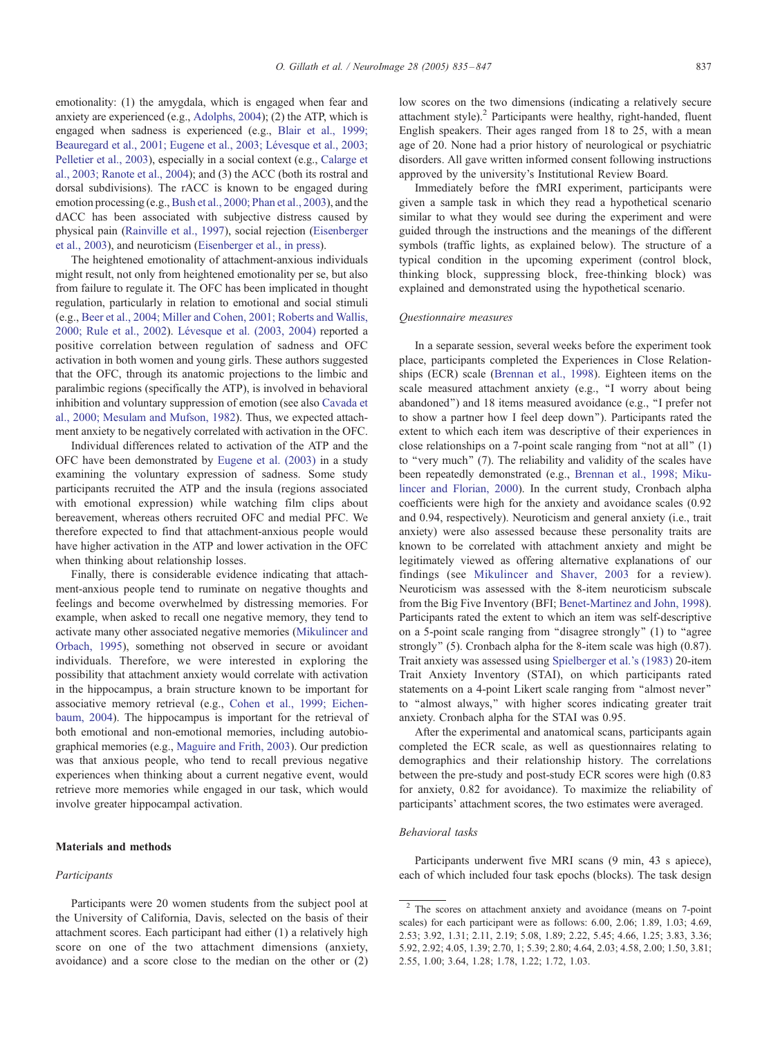emotionality: (1) the amygdala, which is engaged when fear and anxiety are experienced (e.g., Adolphs, 2004); (2) the ATP, which is engaged when sadness is experienced (e.g., Blair et al., 1999; Beauregard et al., 2001; Eugene et al., 2003; Lévesque et al., 2003; Pelletier et al., 2003), especially in a social context (e.g., Calarge et al., 2003; Ranote et al., 2004); and (3) the ACC (both its rostral and dorsal subdivisions). The rACC is known to be engaged during emotion processing (e.g., Bush et al., 2000; Phan et al., 2003), and the dACC has been associated with subjective distress caused by physical pain (Rainville et al., 1997), social rejection (Eisenberger et al., 2003), and neuroticism (Eisenberger et al., in press).

The heightened emotionality of attachment-anxious individuals might result, not only from heightened emotionality per se, but also from failure to regulate it. The OFC has been implicated in thought regulation, particularly in relation to emotional and social stimuli (e.g., Beer et al., 2004; Miller and Cohen, 2001; Roberts and Wallis, 2000; Rule et al., 2002). Lévesque et al. (2003, 2004) reported a positive correlation between regulation of sadness and OFC activation in both women and young girls. These authors suggested that the OFC, through its anatomic projections to the limbic and paralimbic regions (specifically the ATP), is involved in behavioral inhibition and voluntary suppression of emotion (see also Cavada et al., 2000; Mesulam and Mufson, 1982). Thus, we expected attachment anxiety to be negatively correlated with activation in the OFC.

Individual differences related to activation of the ATP and the OFC have been demonstrated by Eugene et al. (2003) in a study examining the voluntary expression of sadness. Some study participants recruited the ATP and the insula (regions associated with emotional expression) while watching film clips about bereavement, whereas others recruited OFC and medial PFC. We therefore expected to find that attachment-anxious people would have higher activation in the ATP and lower activation in the OFC when thinking about relationship losses.

Finally, there is considerable evidence indicating that attachment-anxious people tend to ruminate on negative thoughts and feelings and become overwhelmed by distressing memories. For example, when asked to recall one negative memory, they tend to activate many other associated negative memories (Mikulincer and Orbach, 1995), something not observed in secure or avoidant individuals. Therefore, we were interested in exploring the possibility that attachment anxiety would correlate with activation in the hippocampus, a brain structure known to be important for associative memory retrieval (e.g., Cohen et al., 1999; Eichenbaum, 2004). The hippocampus is important for the retrieval of both emotional and non-emotional memories, including autobiographical memories (e.g., Maguire and Frith, 2003). Our prediction was that anxious people, who tend to recall previous negative experiences when thinking about a current negative event, would retrieve more memories while engaged in our task, which would involve greater hippocampal activation.

## Materials and methods

### Participants

Participants were 20 women students from the subject pool at the University of California, Davis, selected on the basis of their attachment scores. Each participant had either (1) a relatively high score on one of the two attachment dimensions (anxiety, avoidance) and a score close to the median on the other or (2) low scores on the two dimensions (indicating a relatively secure attachment style).[2] Participants were healthy, right-handed, fluent English speakers. Their ages ranged from 18 to 25, with a mean age of 20. None had a prior history of neurological or psychiatric disorders. All gave written informed consent following instructions approved by the university's Institutional Review Board.

Immediately before the fMRI experiment, participants were given a sample task in which they read a hypothetical scenario similar to what they would see during the experiment and were guided through the instructions and the meanings of the different symbols (traffic lights, as explained below). The structure of a typical condition in the upcoming experiment (control block, thinking block, suppressing block, free-thinking block) was explained and demonstrated using the hypothetical scenario.

### Questionnaire measures

In a separate session, several weeks before the experiment took place, participants completed the Experiences in Close Relationships (ECR) scale (Brennan et al., 1998). Eighteen items on the scale measured attachment anxiety (e.g., "I worry about being abandoned") and 18 items measured avoidance (e.g., "I prefer not to show a partner how I feel deep down"). Participants rated the extent to which each item was descriptive of their experiences in close relationships on a 7-point scale ranging from "not at all" (1) to "very much" (7). The reliability and validity of the scales have been repeatedly demonstrated (e.g., Brennan et al., 1998; Mikulincer and Florian, 2000). In the current study, Cronbach alpha coefficients were high for the anxiety and avoidance scales (0.92 and 0.94, respectively). Neuroticism and general anxiety (i.e., trait anxiety) were also assessed because these personality traits are known to be correlated with attachment anxiety and might be legitimately viewed as offering alternative explanations of our findings (see Mikulincer and Shaver, 2003 for a review). Neuroticism was assessed with the 8-item neuroticism subscale from the Big Five Inventory (BFI; Benet-Martinez and John, 1998). Participants rated the extent to which an item was self-descriptive on a 5-point scale ranging from "disagree strongly" (1) to "agree strongly" (5). Cronbach alpha for the 8-item scale was high (0.87). Trait anxiety was assessed using Spielberger et al.'s (1983) 20-item Trait Anxiety Inventory (STAI), on which participants rated statements on a 4-point Likert scale ranging from "almost never" to "almost always," with higher scores indicating greater trait anxiety. Cronbach alpha for the STAI was 0.95.

After the experimental and anatomical scans, participants again completed the ECR scale, as well as questionnaires relating to demographics and their relationship history. The correlations between the pre-study and post-study ECR scores were high (0.83 for anxiety, 0.82 for avoidance). To maximize the reliability of participants' attachment scores, the two estimates were averaged.

### Behavioral tasks

Participants underwent five MRI scans (9 min, 43 s apiece), each of which included four task epochs (blocks). The task design

[2] The scores on attachment anxiety and avoidance (means on 7-point scales) for each participant were as follows: 6.00, 2.06; 1.89, 1.03; 4.69, 2.53; 3.92, 1.31; 2.11, 2.19; 5.08, 1.89; 2.22, 5.45; 4.66, 1.25; 3.83, 3.36; 5.92, 2.92; 4.05, 1.39; 2.70, 1; 5.39; 2.80; 4.64, 2.03; 4.58, 2.00; 1.50, 3.81; 2.55, 1.00; 3.64, 1.28; 1.78, 1.22; 1.72, 1.03.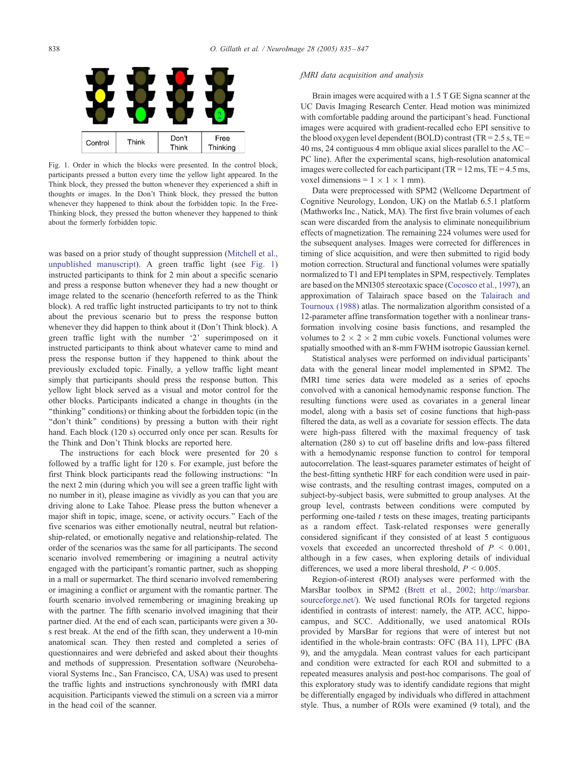| Control | Think | Don't Think | Free Thinking |
| --- | --- | --- | --- |

Fig. 1. Order in which the blocks were presented. In the control block, participants pressed a button every time the yellow light appeared. In the Think block, they pressed the button whenever they experienced a shift in thoughts or images. In the Don't Think block, they pressed the button whenever they happened to think about the forbidden topic. In the Free-Thinking block, they pressed the button whenever they happened to think about the formerly forbidden topic.

was based on a prior study of thought suppression (Mitchell et al., unpublished manuscript). A green traffic light (see Fig. 1) instructed participants to think for 2 min about a specific scenario and press a response button whenever they had a new thought or image related to the scenario (henceforth referred to as the Think block). A red traffic light instructed participants to try not to think about the previous scenario but to press the response button whenever they did happen to think about it (Don't Think block). A green traffic light with the number '2' superimposed on it instructed participants to think about whatever came to mind and press the response button if they happened to think about the previously excluded topic. Finally, a yellow traffic light meant simply that participants should press the response button. This yellow light block served as a visual and motor control for the other blocks. Participants indicated a change in thoughts (in the "thinking" conditions) or thinking about the forbidden topic (in the "don't think" conditions) by pressing a button with their right hand. Each block (120 s) occurred only once per scan. Results for the Think and Don't Think blocks are reported here.

The instructions for each block were presented for 20 s followed by a traffic light for 120 s. For example, just before the first Think block participants read the following instructions: "In the next 2 min (during which you will see a green traffic light with no number in it), please imagine as vividly as you can that you are driving alone to Lake Tahoe. Please press the button whenever a major shift in topic, image, scene, or activity occurs." Each of the five scenarios was either emotionally neutral, neutral but relationship-related, or emotionally negative and relationship-related. The order of the scenarios was the same for all participants. The second scenario involved remembering or imagining a neutral activity engaged with the participant's romantic partner, such as shopping in a mall or supermarket. The third scenario involved remembering or imagining a conflict or argument with the romantic partner. The fourth scenario involved remembering or imagining breaking up with the partner. The fifth scenario involved imagining that their partner died. At the end of each scan, participants were given a 30-s rest break. At the end of the fifth scan, they underwent a 10-min anatomical scan. They then rested and completed a series of questionnaires and were debriefed and asked about their thoughts and methods of suppression. Presentation software (Neurobehavioral Systems Inc., San Francisco, CA, USA) was used to present the traffic lights and instructions synchronously with fMRI data acquisition. Participants viewed the stimuli on a screen via a mirror in the head coil of the scanner.

### *fMRI data acquisition and analysis*

Brain images were acquired with a 1.5 T GE Signa scanner at the UC Davis Imaging Research Center. Head motion was minimized with comfortable padding around the participant's head. Functional images were acquired with gradient-recalled echo EPI sensitive to the blood oxygen level dependent (BOLD) contrast (TR = 2.5 s, TE = 40 ms, 24 contiguous 4 mm oblique axial slices parallel to the AC–PC line). After the experimental scans, high-resolution anatomical images were collected for each participant (TR = 12 ms, TE = 4.5 ms, voxel dimensions = 1 × 1 × 1 mm).

Data were preprocessed with SPM2 (Wellcome Department of Cognitive Neurology, London, UK) on the Matlab 6.5.1 platform (Mathworks Inc., Natick, MA). The first five brain volumes of each scan were discarded from the analysis to eliminate nonequilibrium effects of magnetization. The remaining 224 volumes were used for the subsequent analyses. Images were corrected for differences in timing of slice acquisition, and were then submitted to rigid body motion correction. Structural and functional volumes were spatially normalized to T1 and EPI templates in SPM, respectively. Templates are based on the MNI305 stereotaxic space (Cocosco et al., 1997), an approximation of Talairach space based on the Talairach and Tournoux (1988) atlas. The normalization algorithm consisted of a 12-parameter affine transformation together with a nonlinear transformation involving cosine basis functions, and resampled the volumes to 2 × 2 × 2 mm cubic voxels. Functional volumes were spatially smoothed with an 8-mm FWHM isotropic Gaussian kernel.

Statistical analyses were performed on individual participants' data with the general linear model implemented in SPM2. The fMRI time series data were modeled as a series of epochs convolved with a canonical hemodynamic response function. The resulting functions were used as covariates in a general linear model, along with a basis set of cosine functions that high-pass filtered the data, as well as a covariate for session effects. The data were high-pass filtered with the maximal frequency of task alternation (280 s) to cut off baseline drifts and low-pass filtered with a hemodynamic response function to control for temporal autocorrelation. The least-squares parameter estimates of height of the best-fitting synthetic HRF for each condition were used in pairwise contrasts, and the resulting contrast images, computed on a subject-by-subject basis, were submitted to group analyses. At the group level, contrasts between conditions were computed by performing one-tailed $t$ tests on these images, treating participants as a random effect. Task-related responses were generally considered significant if they consisted of at least 5 contiguous voxels that exceeded an uncorrected threshold of $P < 0.001$, although in a few cases, when exploring details of individual differences, we used a more liberal threshold, $P < 0.005$.

Region-of-interest (ROI) analyses were performed with the MarsBar toolbox in SPM2 (Brett et al., 2002; http://marsbar.sourceforge.net/). We used functional ROIs for targeted regions identified in contrasts of interest: namely, the ATP, ACC, hippocampus, and SCC. Additionally, we used anatomical ROIs provided by MarsBar for regions that were of interest but not identified in the whole-brain contrasts: OFC (BA 11), LPFC (BA 9), and the amygdala. Mean contrast values for each participant and condition were extracted for each ROI and submitted to a repeated measures analysis and post-hoc comparisons. The goal of this exploratory study was to identify candidate regions that might be differentially engaged by individuals who differed in attachment style. Thus, a number of ROIs were examined (9 total), and the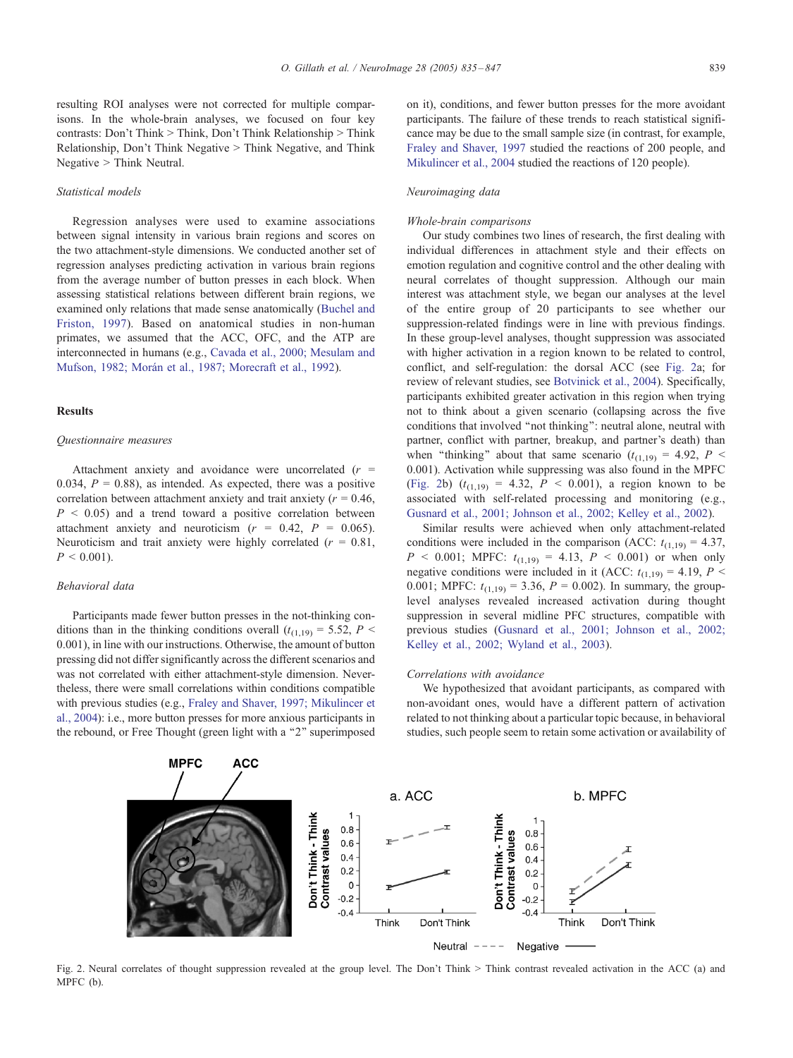resulting ROI analyses were not corrected for multiple comparisons. In the whole-brain analyses, we focused on four key contrasts: Don't Think > Think, Don't Think Relationship > Think Relationship, Don't Think Negative > Think Negative, and Think Negative > Think Neutral.

### *Statistical models*

Regression analyses were used to examine associations between signal intensity in various brain regions and scores on the two attachment-style dimensions. We conducted another set of regression analyses predicting activation in various brain regions from the average number of button presses in each block. When assessing statistical relations between different brain regions, we examined only relations that made sense anatomically (Buchel and Friston, 1997). Based on anatomical studies in non-human primates, we assumed that the ACC, OFC, and the ATP are interconnected in humans (e.g., Cavada et al., 2000; Mesulam and Mufson, 1982; Morán et al., 1987; Morecraft et al., 1992).

## Results

### *Questionnaire measures*

Attachment anxiety and avoidance were uncorrelated ($r$ = 0.034, $P$ = 0.88), as intended. As expected, there was a positive correlation between attachment anxiety and trait anxiety ($r$ = 0.46, $P$ < 0.05) and a trend toward a positive correlation between attachment anxiety and neuroticism ($r$ = 0.42, $P$ = 0.065). Neuroticism and trait anxiety were highly correlated ($r$ = 0.81, $P$ < 0.001).

### *Behavioral data*

Participants made fewer button presses in the not-thinking conditions than in the thinking conditions overall ($t_{(1,19)}$ = 5.52, $P$ < 0.001), in line with our instructions. Otherwise, the amount of button pressing did not differ significantly across the different scenarios and was not correlated with either attachment-style dimension. Nevertheless, there were small correlations within conditions compatible with previous studies (e.g., Fraley and Shaver, 1997; Mikulincer et al., 2004): i.e., more button presses for more anxious participants in the rebound, or Free Thought (green light with a "2" superimposed on it), conditions, and fewer button presses for the more avoidant participants. The failure of these trends to reach statistical significance may be due to the small sample size (in contrast, for example, Fraley and Shaver, 1997 studied the reactions of 200 people, and Mikulincer et al., 2004 studied the reactions of 120 people).

### *Neuroimaging data*

#### *Whole-brain comparisons*

Our study combines two lines of research, the first dealing with individual differences in attachment style and their effects on emotion regulation and cognitive control and the other dealing with neural correlates of thought suppression. Although our main interest was attachment style, we began our analyses at the level of the entire group of 20 participants to see whether our suppression-related findings were in line with previous findings. In these group-level analyses, thought suppression was associated with higher activation in a region known to be related to control, conflict, and self-regulation: the dorsal ACC (see Fig. 2a; for review of relevant studies, see Botvinick et al., 2004). Specifically, participants exhibited greater activation in this region when trying not to think about a given scenario (collapsing across the five conditions that involved "not thinking": neutral alone, neutral with partner, conflict with partner, breakup, and partner's death) than when "thinking" about that same scenario ($t_{(1,19)}$ = 4.92, $P$ < 0.001). Activation while suppressing was also found in the MPFC (Fig. 2b) ($t_{(1,19)}$ = 4.32, $P$ < 0.001), a region known to be associated with self-related processing and monitoring (e.g., Gusnard et al., 2001; Johnson et al., 2002; Kelley et al., 2002).

Similar results were achieved when only attachment-related conditions were included in the comparison (ACC: $t_{(1,19)}$ = 4.37, $P$ < 0.001; MPFC: $t_{(1,19)}$ = 4.13, $P$ < 0.001) or when only negative conditions were included in it (ACC: $t_{(1,19)}$ = 4.19, $P$ < 0.001; MPFC: $t_{(1,19)}$ = 3.36, $P$ = 0.002). In summary, the group-level analyses revealed increased activation during thought suppression in several midline PFC structures, compatible with previous studies (Gusnard et al., 2001; Johnson et al., 2002; Kelley et al., 2002; Wyland et al., 2003).

#### *Correlations with avoidance*

We hypothesized that avoidant participants, as compared with non-avoidant ones, would have a different pattern of activation related to not thinking about a particular topic because, in behavioral studies, such people seem to retain some activation or availability of

Fig. 2. Neural correlates of thought suppression revealed at the group level. The Don't Think > Think contrast revealed activation in the ACC (a) and MPFC (b).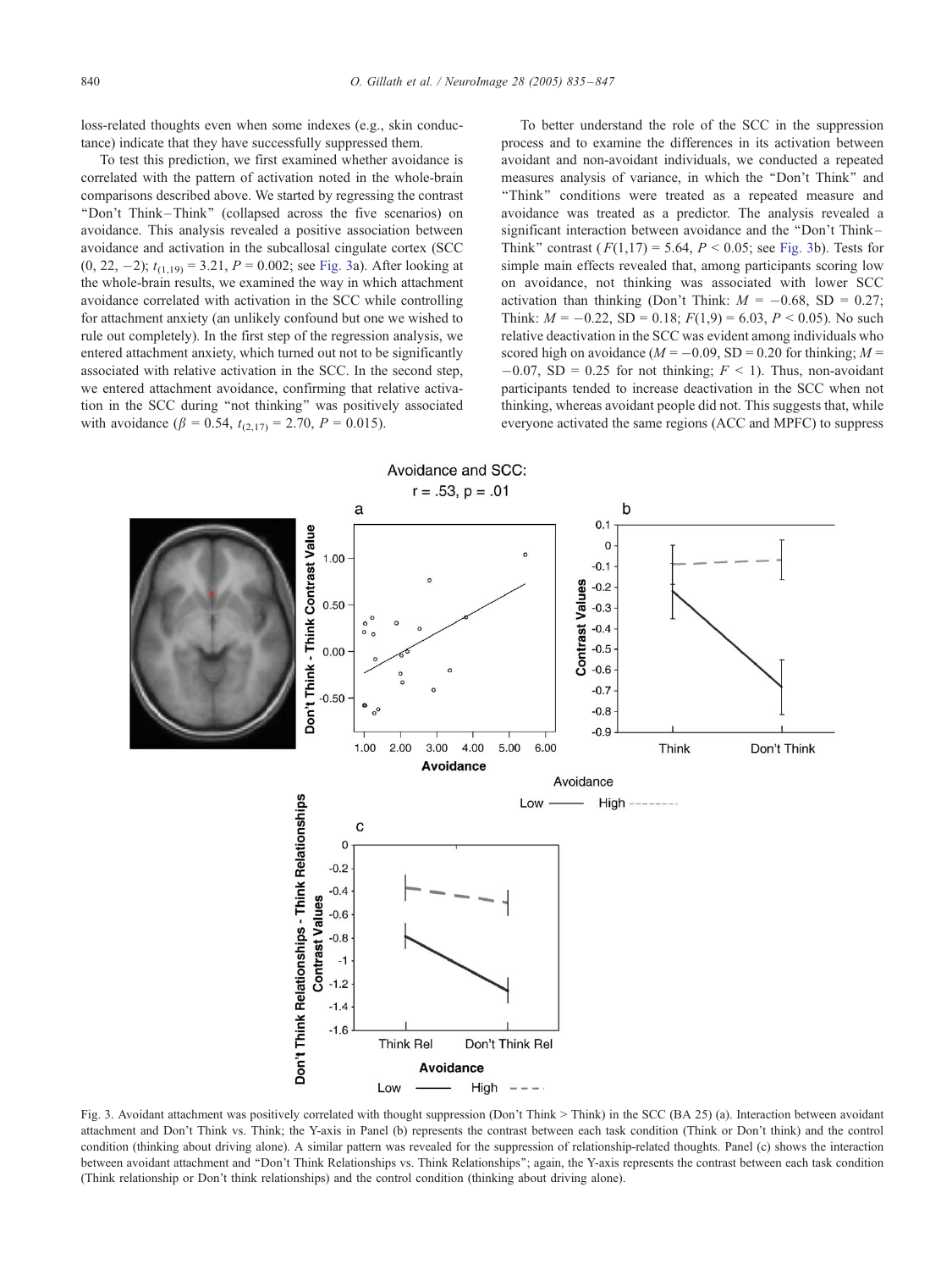loss-related thoughts even when some indexes (e.g., skin conductance) indicate that they have successfully suppressed them.

To test this prediction, we first examined whether avoidance is correlated with the pattern of activation noted in the whole-brain comparisons described above. We started by regressing the contrast "Don't Think – Think" (collapsed across the five scenarios) on avoidance. This analysis revealed a positive association between avoidance and activation in the subcallosal cingulate cortex (SCC (0, 22, −2); $t_{(1,19)} = 3.21$, $P = 0.002$; see Fig. 3a). After looking at the whole-brain results, we examined the way in which attachment avoidance correlated with activation in the SCC while controlling for attachment anxiety (an unlikely confound but one we wished to rule out completely). In the first step of the regression analysis, we entered attachment anxiety, which turned out not to be significantly associated with relative activation in the SCC. In the second step, we entered attachment avoidance, confirming that relative activation in the SCC during "not thinking" was positively associated with avoidance ($\beta = 0.54$, $t_{(2,17)} = 2.70$, $P = 0.015$).

To better understand the role of the SCC in the suppression process and to examine the differences in its activation between avoidant and non-avoidant individuals, we conducted a repeated measures analysis of variance, in which the "Don't Think" and "Think" conditions were treated as a repeated measure and avoidance was treated as a predictor. The analysis revealed a significant interaction between avoidance and the "Don't Think – Think" contrast ($F(1,17) = 5.64$, $P < 0.05$; see Fig. 3b). Tests for simple main effects revealed that, among participants scoring low on avoidance, not thinking was associated with lower SCC activation than thinking (Don't Think: $M = -0.68$, SD = 0.27; Think: $M = -0.22$, SD = 0.18; $F(1,9) = 6.03$, $P < 0.05$). No such relative deactivation in the SCC was evident among individuals who scored high on avoidance ($M = -0.09$, SD = 0.20 for thinking; $M = -0.07$, SD = 0.25 for not thinking; $F < 1$). Thus, non-avoidant participants tended to increase deactivation in the SCC when not thinking, whereas avoidant people did not. This suggests that, while everyone activated the same regions (ACC and MPFC) to suppress

Fig. 3. Avoidant attachment was positively correlated with thought suppression (Don't Think > Think) in the SCC (BA 25) (a). Interaction between avoidant attachment and Don't Think vs. Think; the Y-axis in Panel (b) represents the contrast between each task condition (Think or Don't think) and the control condition (thinking about driving alone). A similar pattern was revealed for the suppression of relationship-related thoughts. Panel (c) shows the interaction between avoidant attachment and "Don't Think Relationships vs. Think Relationships"; again, the Y-axis represents the contrast between each task condition (Think relationship or Don't think relationships) and the control condition (thinking about driving alone).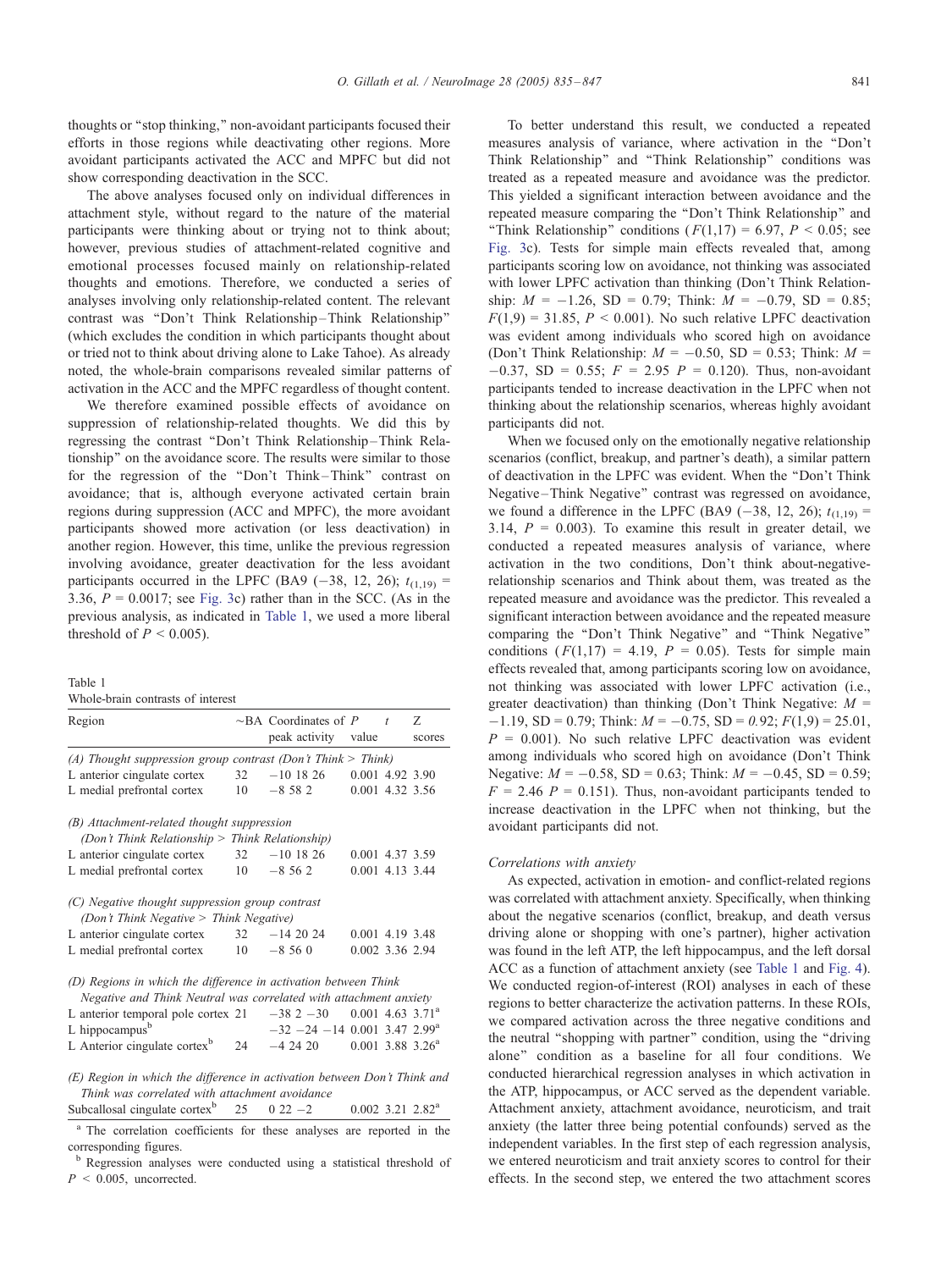thoughts or "stop thinking," non-avoidant participants focused their efforts in those regions while deactivating other regions. More avoidant participants activated the ACC and MPFC but did not show corresponding deactivation in the SCC.

The above analyses focused only on individual differences in attachment style, without regard to the nature of the material participants were thinking about or trying not to think about; however, previous studies of attachment-related cognitive and emotional processes focused mainly on relationship-related thoughts and emotions. Therefore, we conducted a series of analyses involving only relationship-related content. The relevant contrast was "Don't Think Relationship – Think Relationship" (which excludes the condition in which participants thought about or tried not to think about driving alone to Lake Tahoe). As already noted, the whole-brain comparisons revealed similar patterns of activation in the ACC and the MPFC regardless of thought content.

We therefore examined possible effects of avoidance on suppression of relationship-related thoughts. We did this by regressing the contrast "Don't Think Relationship – Think Relationship" on the avoidance score. The results were similar to those for the regression of the "Don't Think – Think" contrast on avoidance; that is, although everyone activated certain brain regions during suppression (ACC and MPFC), the more avoidant participants showed more activation (or less deactivation) in another region. However, this time, unlike the previous regression involving avoidance, greater deactivation for the less avoidant participants occurred in the LPFC (BA9 (−38, 12, 26); $t_{(1,19)}$ = 3.36, $P$ = 0.0017; see Fig. 3c) rather than in the SCC. (As in the previous analysis, as indicated in Table 1, we used a more liberal threshold of $P < 0.005$).

Table 1
Whole-brain contrasts of interest

| Region | ~BA | Coordinates of peak activity | $P$ value | $t$ | Z scores |
|---|---|---|---|---|---|
| *(A) Thought suppression group contrast (Don't Think > Think)* | | | | | |
| L anterior cingulate cortex | 32 | −10 18 26 | 0.001 | 4.92 | 3.90 |
| L medial prefrontal cortex | 10 | −8 58 2 | 0.001 | 4.32 | 3.56 |
| *(B) Attachment-related thought suppression (Don't Think Relationship > Think Relationship)* | | | | | |
| L anterior cingulate cortex | 32 | −10 18 26 | 0.001 | 4.37 | 3.59 |
| L medial prefrontal cortex | 10 | −8 56 2 | 0.001 | 4.13 | 3.44 |
| *(C) Negative thought suppression group contrast (Don't Think Negative > Think Negative)* | | | | | |
| L anterior cingulate cortex | 32 | −14 20 24 | 0.001 | 4.19 | 3.48 |
| L medial prefrontal cortex | 10 | −8 56 0 | 0.002 | 3.36 | 2.94 |
| *(D) Regions in which the difference in activation between Think Negative and Think Neutral was correlated with attachment anxiety* | | | | | |
| L anterior temporal pole cortex | 21 | −38 2 −30 | 0.001 | 4.63 | 3.71[a] |
| L hippocampus[b] | | −32 −24 −14 | 0.001 | 3.47 | 2.99[a] |
| L Anterior cingulate cortex[b] | 24 | −4 24 20 | 0.001 | 3.88 | 3.26[a] |
| *(E) Region in which the difference in activation between Don't Think and Think was correlated with attachment avoidance* | | | | | |
| Subcallosal cingulate cortex[b] | 25 | 0 22 −2 | 0.002 | 3.21 | 2.82[a] |

[a] The correlation coefficients for these analyses are reported in the corresponding figures.

[b] Regression analyses were conducted using a statistical threshold of $P < 0.005$, uncorrected.

To better understand this result, we conducted a repeated measures analysis of variance, where activation in the "Don't Think Relationship" and "Think Relationship" conditions was treated as a repeated measure and avoidance was the predictor. This yielded a significant interaction between avoidance and the repeated measure comparing the "Don't Think Relationship" and "Think Relationship" conditions ($F(1,17)$ = 6.97, $P < 0.05$; see Fig. 3c). Tests for simple main effects revealed that, among participants scoring low on avoidance, not thinking was associated with lower LPFC activation than thinking (Don't Think Relationship: $M$ = −1.26, SD = 0.79; Think: $M$ = −0.79, SD = 0.85; $F(1,9)$ = 31.85, $P < 0.001$). No such relative LPFC deactivation was evident among individuals who scored high on avoidance (Don't Think Relationship: $M$ = −0.50, SD = 0.53; Think: $M$ = −0.37, SD = 0.55; $F$ = 2.95 $P$ = 0.120). Thus, non-avoidant participants tended to increase deactivation in the LPFC when not thinking about the relationship scenarios, whereas highly avoidant participants did not.

When we focused only on the emotionally negative relationship scenarios (conflict, breakup, and partner's death), a similar pattern of deactivation in the LPFC was evident. When the "Don't Think Negative – Think Negative" contrast was regressed on avoidance, we found a difference in the LPFC (BA9 (−38, 12, 26); $t_{(1,19)}$ = 3.14, $P$ = 0.003). To examine this result in greater detail, we conducted a repeated measures analysis of variance, where activation in the two conditions, Don't think about-negative-relationship scenarios and Think about them, was treated as the repeated measure and avoidance was the predictor. This revealed a significant interaction between avoidance and the repeated measure comparing the "Don't Think Negative" and "Think Negative" conditions ($F(1,17)$ = 4.19, $P$ = 0.05). Tests for simple main effects revealed that, among participants scoring low on avoidance, not thinking was associated with lower LPFC activation (i.e., greater deactivation) than thinking (Don't Think Negative: $M$ = −1.19, SD = 0.79; Think: $M$ = −0.75, SD = 0.92; $F(1,9)$ = 25.01, $P$ = 0.001). No such relative LPFC deactivation was evident among individuals who scored high on avoidance (Don't Think Negative: $M$ = −0.58, SD = 0.63; Think: $M$ = −0.45, SD = 0.59; $F$ = 2.46 $P$ = 0.151). Thus, non-avoidant participants tended to increase deactivation in the LPFC when not thinking, but the avoidant participants did not.

### *Correlations with anxiety*

As expected, activation in emotion- and conflict-related regions was correlated with attachment anxiety. Specifically, when thinking about the negative scenarios (conflict, breakup, and death versus driving alone or shopping with one's partner), higher activation was found in the left ATP, the left hippocampus, and the left dorsal ACC as a function of attachment anxiety (see Table 1 and Fig. 4). We conducted region-of-interest (ROI) analyses in each of these regions to better characterize the activation patterns. In these ROIs, we compared activation across the three negative conditions and the neutral "shopping with partner" condition, using the "driving alone" condition as a baseline for all four conditions. We conducted hierarchical regression analyses in which activation in the ATP, hippocampus, or ACC served as the dependent variable. Attachment anxiety, attachment avoidance, neuroticism, and trait anxiety (the latter three being potential confounds) served as the independent variables. In the first step of each regression analysis, we entered neuroticism and trait anxiety scores to control for their effects. In the second step, we entered the two attachment scores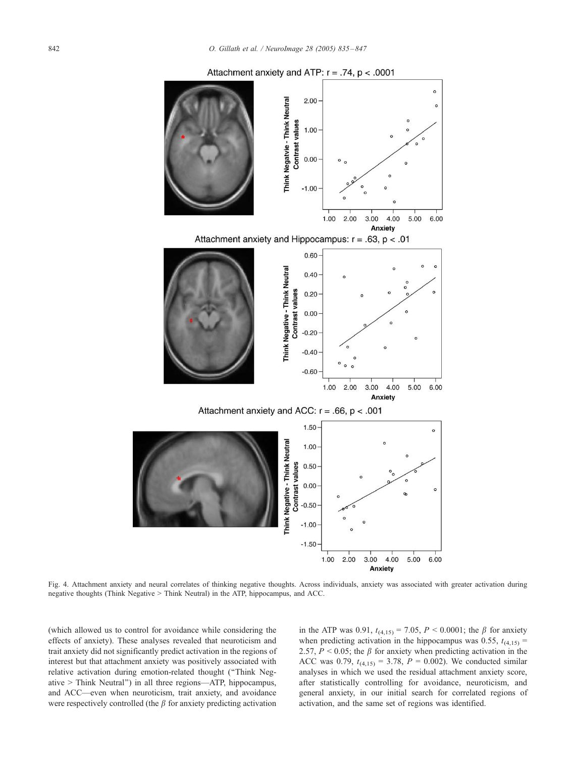Attachment anxiety and ATP: r = .74, p < .0001

Attachment anxiety and Hippocampus: r = .63, p < .01

Attachment anxiety and ACC: r = .66, p < .001

Fig. 4. Attachment anxiety and neural correlates of thinking negative thoughts. Across individuals, anxiety was associated with greater activation during negative thoughts (Think Negative > Think Neutral) in the ATP, hippocampus, and ACC.

(which allowed us to control for avoidance while considering the effects of anxiety). These analyses revealed that neuroticism and trait anxiety did not significantly predict activation in the regions of interest but that attachment anxiety was positively associated with relative activation during emotion-related thought ("Think Negative > Think Neutral") in all three regions—ATP, hippocampus, and ACC—even when neuroticism, trait anxiety, and avoidance were respectively controlled (the $\beta$ for anxiety predicting activation in the ATP was 0.91, $t_{(4,15)} = 7.05$, $P < 0.0001$; the $\beta$ for anxiety when predicting activation in the hippocampus was 0.55, $t_{(4,15)} = 2.57$, $P < 0.05$; the $\beta$ for anxiety when predicting activation in the ACC was 0.79, $t_{(4,15)} = 3.78$, $P = 0.002$). We conducted similar analyses in which we used the residual attachment anxiety score, after statistically controlling for avoidance, neuroticism, and general anxiety, in our initial search for correlated regions of activation, and the same set of regions was identified.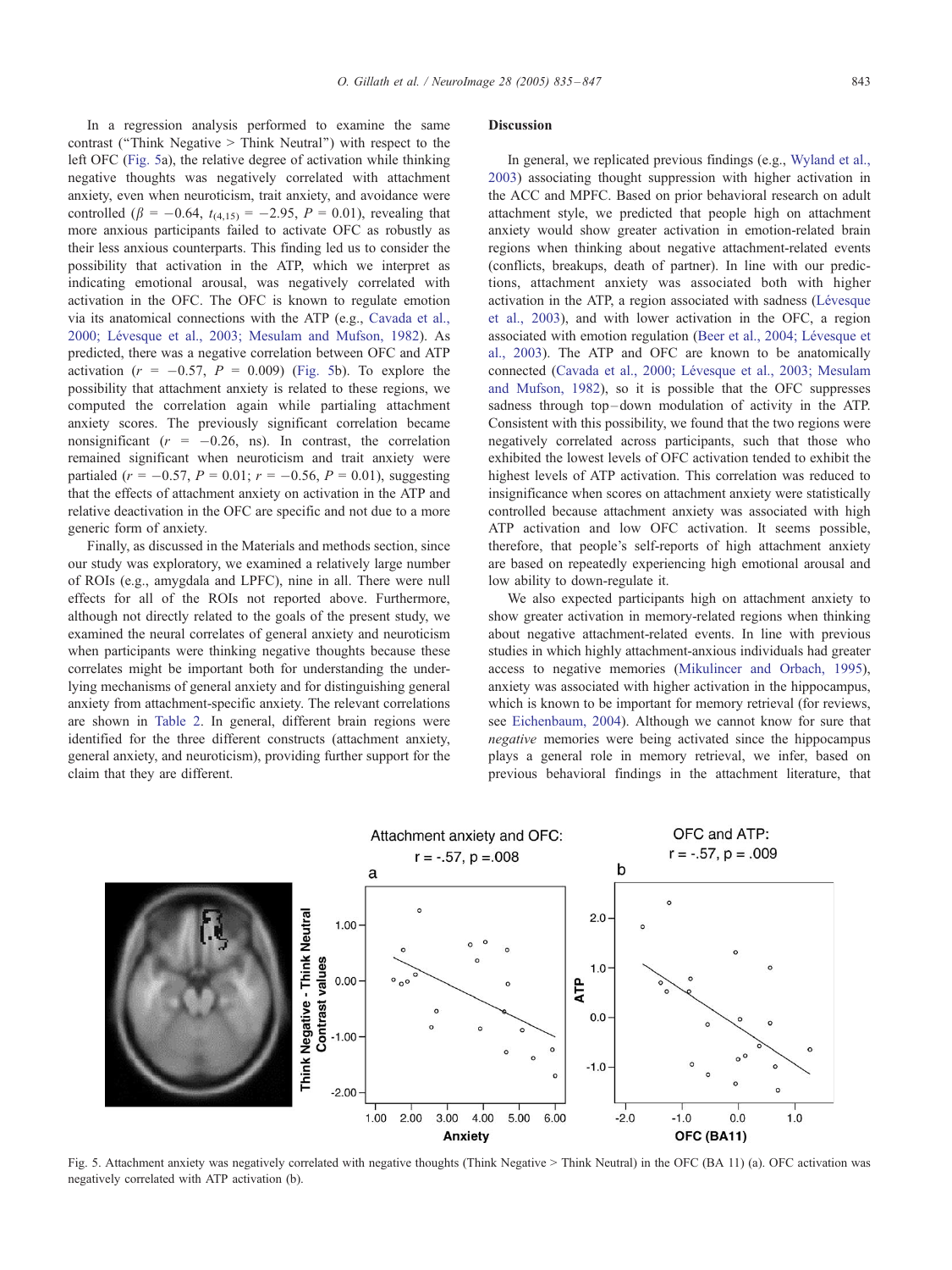In a regression analysis performed to examine the same contrast ("Think Negative > Think Neutral") with respect to the left OFC (Fig. 5a), the relative degree of activation while thinking negative thoughts was negatively correlated with attachment anxiety, even when neuroticism, trait anxiety, and avoidance were controlled ($\beta = -0.64$, $t_{(4,15)} = -2.95$, $P = 0.01$), revealing that more anxious participants failed to activate OFC as robustly as their less anxious counterparts. This finding led us to consider the possibility that activation in the ATP, which we interpret as indicating emotional arousal, was negatively correlated with activation in the OFC. The OFC is known to regulate emotion via its anatomical connections with the ATP (e.g., Cavada et al., 2000; Lévesque et al., 2003; Mesulam and Mufson, 1982). As predicted, there was a negative correlation between OFC and ATP activation ($r = -0.57$, $P = 0.009$) (Fig. 5b). To explore the possibility that attachment anxiety is related to these regions, we computed the correlation again while partialing attachment anxiety scores. The previously significant correlation became nonsignificant ($r = -0.26$, ns). In contrast, the correlation remained significant when neuroticism and trait anxiety were partialed ($r = -0.57$, $P = 0.01$; $r = -0.56$, $P = 0.01$), suggesting that the effects of attachment anxiety on activation in the ATP and relative deactivation in the OFC are specific and not due to a more generic form of anxiety.

Finally, as discussed in the Materials and methods section, since our study was exploratory, we examined a relatively large number of ROIs (e.g., amygdala and LPFC), nine in all. There were null effects for all of the ROIs not reported above. Furthermore, although not directly related to the goals of the present study, we examined the neural correlates of general anxiety and neuroticism when participants were thinking negative thoughts because these correlates might be important both for understanding the underlying mechanisms of general anxiety and for distinguishing general anxiety from attachment-specific anxiety. The relevant correlations are shown in Table 2. In general, different brain regions were identified for the three different constructs (attachment anxiety, general anxiety, and neuroticism), providing further support for the claim that they are different.

## Discussion

In general, we replicated previous findings (e.g., Wyland et al., 2003) associating thought suppression with higher activation in the ACC and MPFC. Based on prior behavioral research on adult attachment style, we predicted that people high on attachment anxiety would show greater activation in emotion-related brain regions when thinking about negative attachment-related events (conflicts, breakups, death of partner). In line with our predictions, attachment anxiety was associated both with higher activation in the ATP, a region associated with sadness (Lévesque et al., 2003), and with lower activation in the OFC, a region associated with emotion regulation (Beer et al., 2004; Lévesque et al., 2003). The ATP and OFC are known to be anatomically connected (Cavada et al., 2000; Lévesque et al., 2003; Mesulam and Mufson, 1982), so it is possible that the OFC suppresses sadness through top–down modulation of activity in the ATP. Consistent with this possibility, we found that the two regions were negatively correlated across participants, such that those who exhibited the lowest levels of OFC activation tended to exhibit the highest levels of ATP activation. This correlation was reduced to insignificance when scores on attachment anxiety were statistically controlled because attachment anxiety was associated with high ATP activation and low OFC activation. It seems possible, therefore, that people's self-reports of high attachment anxiety are based on repeatedly experiencing high emotional arousal and low ability to down-regulate it.

We also expected participants high on attachment anxiety to show greater activation in memory-related regions when thinking about negative attachment-related events. In line with previous studies in which highly attachment-anxious individuals had greater access to negative memories (Mikulincer and Orbach, 1995), anxiety was associated with higher activation in the hippocampus, which is known to be important for memory retrieval (for reviews, see Eichenbaum, 2004). Although we cannot know for sure that *negative* memories were being activated since the hippocampus plays a general role in memory retrieval, we infer, based on previous behavioral findings in the attachment literature, that

Fig. 5. Attachment anxiety was negatively correlated with negative thoughts (Think Negative > Think Neutral) in the OFC (BA 11) (a). OFC activation was negatively correlated with ATP activation (b).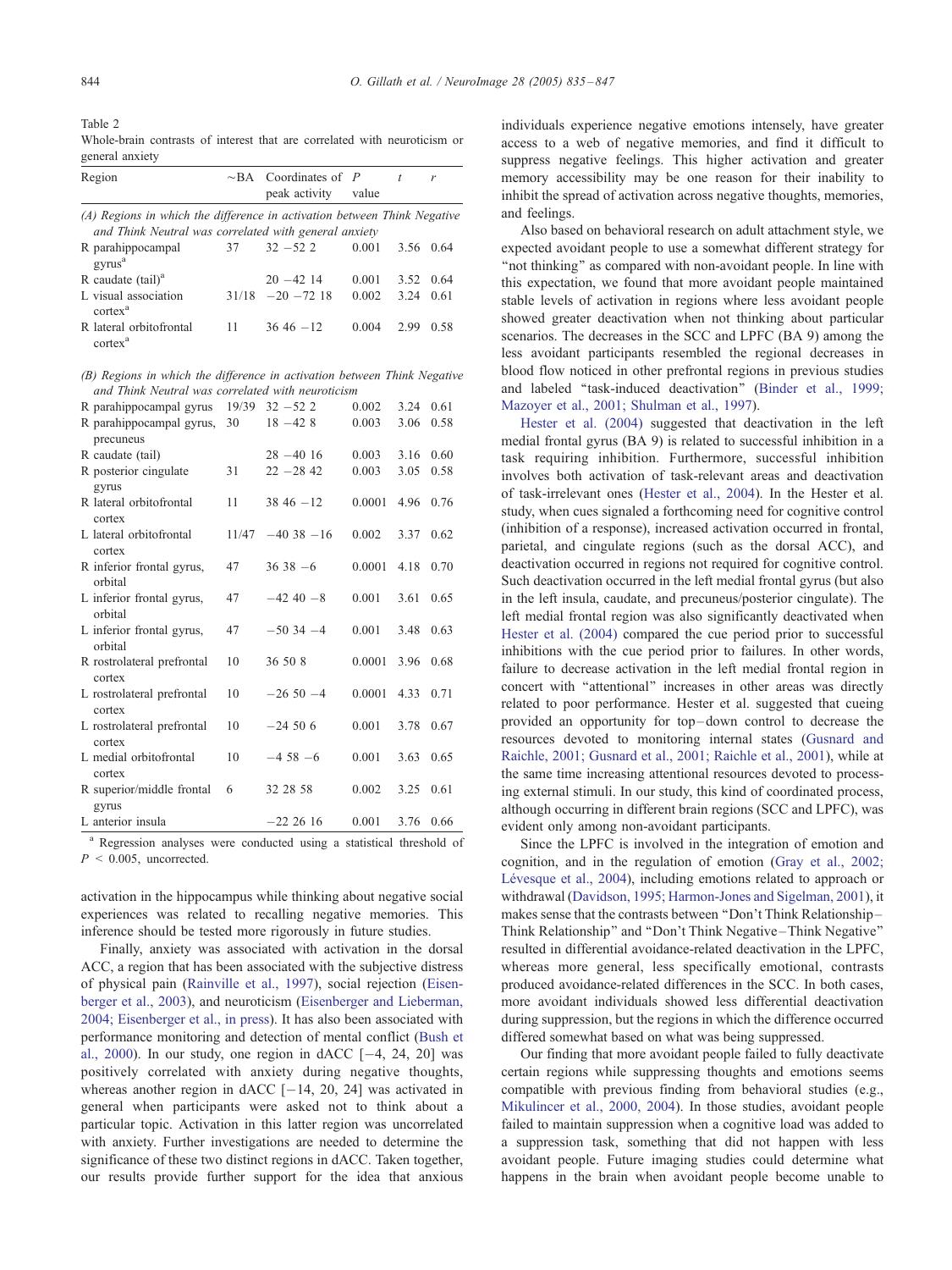Table 2
Whole-brain contrasts of interest that are correlated with neuroticism or general anxiety

| Region | ~BA | Coordinates of peak activity | P value | t | r |
|---|---|---|---|---|---|
| *(A) Regions in which the difference in activation between Think Negative and Think Neutral was correlated with general anxiety* | | | | | |
| R parahippocampal gyrus[a] | 37 | 32 −52 2 | 0.001 | 3.56 | 0.64 |
| R caudate (tail)[a] | | 20 −42 14 | 0.001 | 3.52 | 0.64 |
| L visual association cortex[a] | 31/18 | −20 −72 18 | 0.002 | 3.24 | 0.61 |
| R lateral orbitofrontal cortex[a] | 11 | 36 46 −12 | 0.004 | 2.99 | 0.58 |
| *(B) Regions in which the difference in activation between Think Negative and Think Neutral was correlated with neuroticism* | | | | | |
| R parahippocampal gyrus | 19/39 | 32 −52 2 | 0.002 | 3.24 | 0.61 |
| R parahippocampal gyrus, precuneus | 30 | 18 −42 8 | 0.003 | 3.06 | 0.58 |
| R caudate (tail) | | 28 −40 16 | 0.003 | 3.16 | 0.60 |
| R posterior cingulate gyrus | 31 | 22 −28 42 | 0.003 | 3.05 | 0.58 |
| R lateral orbitofrontal cortex | 11 | 38 46 −12 | 0.0001 | 4.96 | 0.76 |
| L lateral orbitofrontal cortex | 11/47 | −40 38 −16 | 0.002 | 3.37 | 0.62 |
| R inferior frontal gyrus, orbital | 47 | 36 38 −6 | 0.0001 | 4.18 | 0.70 |
| L inferior frontal gyrus, orbital | 47 | −42 40 −8 | 0.001 | 3.61 | 0.65 |
| L inferior frontal gyrus, orbital | 47 | −50 34 −4 | 0.001 | 3.48 | 0.63 |
| R rostrolateral prefrontal cortex | 10 | 36 50 8 | 0.0001 | 3.96 | 0.68 |
| L rostrolateral prefrontal cortex | 10 | −26 50 −4 | 0.0001 | 4.33 | 0.71 |
| L rostrolateral prefrontal cortex | 10 | −24 50 6 | 0.001 | 3.78 | 0.67 |
| L medial orbitofrontal cortex | 10 | −4 58 −6 | 0.001 | 3.63 | 0.65 |
| R superior/middle frontal gyrus | 6 | 32 28 58 | 0.002 | 3.25 | 0.61 |
| L anterior insula | | −22 26 16 | 0.001 | 3.76 | 0.66 |

[a] Regression analyses were conducted using a statistical threshold of $P < 0.005$, uncorrected.

activation in the hippocampus while thinking about negative social experiences was related to recalling negative memories. This inference should be tested more rigorously in future studies.

Finally, anxiety was associated with activation in the dorsal ACC, a region that has been associated with the subjective distress of physical pain (Rainville et al., 1997), social rejection (Eisenberger et al., 2003), and neuroticism (Eisenberger and Lieberman, 2004; Eisenberger et al., in press). It has also been associated with performance monitoring and detection of mental conflict (Bush et al., 2000). In our study, one region in dACC [−4, 24, 20] was positively correlated with anxiety during negative thoughts, whereas another region in dACC [−14, 20, 24] was activated in general when participants were asked not to think about a particular topic. Activation in this latter region was uncorrelated with anxiety. Further investigations are needed to determine the significance of these two distinct regions in dACC. Taken together, our results provide further support for the idea that anxious individuals experience negative emotions intensely, have greater access to a web of negative memories, and find it difficult to suppress negative feelings. This higher activation and greater memory accessibility may be one reason for their inability to inhibit the spread of activation across negative thoughts, memories, and feelings.

Also based on behavioral research on adult attachment style, we expected avoidant people to use a somewhat different strategy for "not thinking" as compared with non-avoidant people. In line with this expectation, we found that more avoidant people maintained stable levels of activation in regions where less avoidant people showed greater deactivation when not thinking about particular scenarios. The decreases in the SCC and LPFC (BA 9) among the less avoidant participants resembled the regional decreases in blood flow noticed in other prefrontal regions in previous studies and labeled "task-induced deactivation" (Binder et al., 1999; Mazoyer et al., 2001; Shulman et al., 1997).

Hester et al. (2004) suggested that deactivation in the left medial frontal gyrus (BA 9) is related to successful inhibition in a task requiring inhibition. Furthermore, successful inhibition involves both activation of task-relevant areas and deactivation of task-irrelevant ones (Hester et al., 2004). In the Hester et al. study, when cues signaled a forthcoming need for cognitive control (inhibition of a response), increased activation occurred in frontal, parietal, and cingulate regions (such as the dorsal ACC), and deactivation occurred in regions not required for cognitive control. Such deactivation occurred in the left medial frontal gyrus (but also in the left insula, caudate, and precuneus/posterior cingulate). The left medial frontal region was also significantly deactivated when Hester et al. (2004) compared the cue period prior to successful inhibitions with the cue period prior to failures. In other words, failure to decrease activation in the left medial frontal region in concert with "attentional" increases in other areas was directly related to poor performance. Hester et al. suggested that cueing provided an opportunity for top–down control to decrease the resources devoted to monitoring internal states (Gusnard and Raichle, 2001; Gusnard et al., 2001; Raichle et al., 2001), while at the same time increasing attentional resources devoted to processing external stimuli. In our study, this kind of coordinated process, although occurring in different brain regions (SCC and LPFC), was evident only among non-avoidant participants.

Since the LPFC is involved in the integration of emotion and cognition, and in the regulation of emotion (Gray et al., 2002; Lévesque et al., 2004), including emotions related to approach or withdrawal (Davidson, 1995; Harmon-Jones and Sigelman, 2001), it makes sense that the contrasts between "Don't Think Relationship – Think Relationship" and "Don't Think Negative – Think Negative" resulted in differential avoidance-related deactivation in the LPFC, whereas more general, less specifically emotional, contrasts produced avoidance-related differences in the SCC. In both cases, more avoidant individuals showed less differential deactivation during suppression, but the regions in which the difference occurred differed somewhat based on what was being suppressed.

Our finding that more avoidant people failed to fully deactivate certain regions while suppressing thoughts and emotions seems compatible with previous finding from behavioral studies (e.g., Mikulincer et al., 2000, 2004). In those studies, avoidant people failed to maintain suppression when a cognitive load was added to a suppression task, something that did not happen with less avoidant people. Future imaging studies could determine what happens in the brain when avoidant people become unable to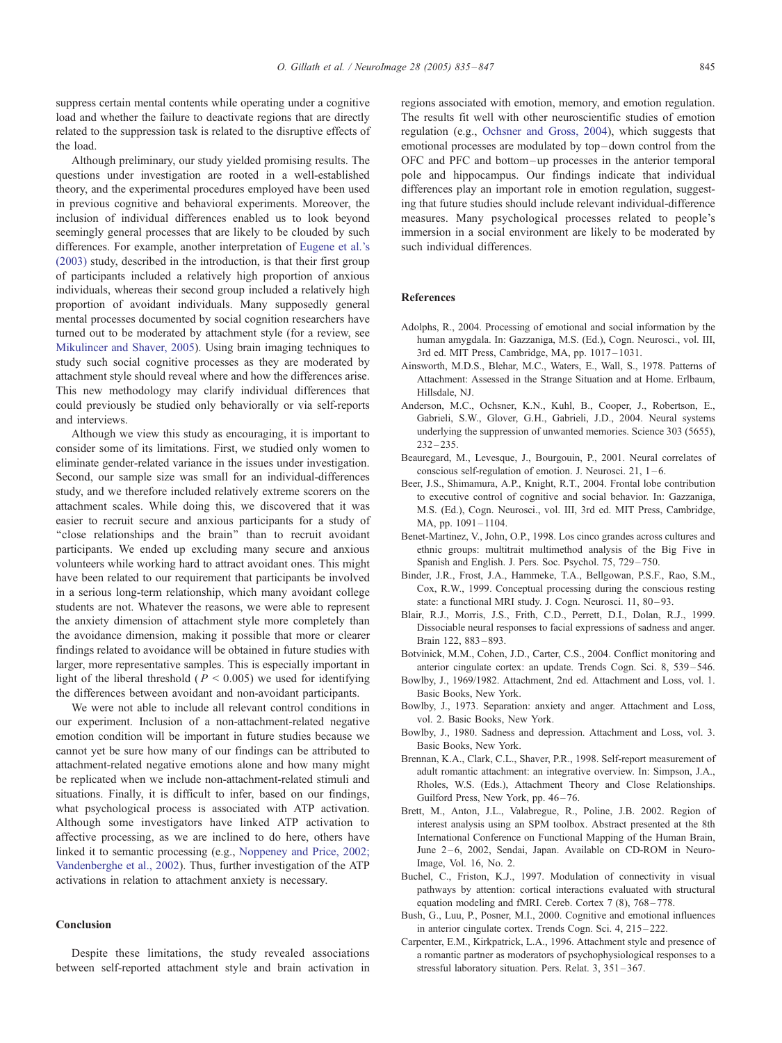suppress certain mental contents while operating under a cognitive load and whether the failure to deactivate regions that are directly related to the suppression task is related to the disruptive effects of the load.

Although preliminary, our study yielded promising results. The questions under investigation are rooted in a well-established theory, and the experimental procedures employed have been used in previous cognitive and behavioral experiments. Moreover, the inclusion of individual differences enabled us to look beyond seemingly general processes that are likely to be clouded by such differences. For example, another interpretation of Eugene et al.'s (2003) study, described in the introduction, is that their first group of participants included a relatively high proportion of anxious individuals, whereas their second group included a relatively high proportion of avoidant individuals. Many supposedly general mental processes documented by social cognition researchers have turned out to be moderated by attachment style (for a review, see Mikulincer and Shaver, 2005). Using brain imaging techniques to study such social cognitive processes as they are moderated by attachment style should reveal where and how the differences arise. This new methodology may clarify individual differences that could previously be studied only behaviorally or via self-reports and interviews.

Although we view this study as encouraging, it is important to consider some of its limitations. First, we studied only women to eliminate gender-related variance in the issues under investigation. Second, our sample size was small for an individual-differences study, and we therefore included relatively extreme scorers on the attachment scales. While doing this, we discovered that it was easier to recruit secure and anxious participants for a study of "close relationships and the brain" than to recruit avoidant participants. We ended up excluding many secure and anxious volunteers while working hard to attract avoidant ones. This might have been related to our requirement that participants be involved in a serious long-term relationship, which many avoidant college students are not. Whatever the reasons, we were able to represent the anxiety dimension of attachment style more completely than the avoidance dimension, making it possible that more or clearer findings related to avoidance will be obtained in future studies with larger, more representative samples. This is especially important in light of the liberal threshold ($P < 0.005$) we used for identifying the differences between avoidant and non-avoidant participants.

We were not able to include all relevant control conditions in our experiment. Inclusion of a non-attachment-related negative emotion condition will be important in future studies because we cannot yet be sure how many of our findings can be attributed to attachment-related negative emotions alone and how many might be replicated when we include non-attachment-related stimuli and situations. Finally, it is difficult to infer, based on our findings, what psychological process is associated with ATP activation. Although some investigators have linked ATP activation to affective processing, as we are inclined to do here, others have linked it to semantic processing (e.g., Noppeney and Price, 2002; Vandenberghe et al., 2002). Thus, further investigation of the ATP activations in relation to attachment anxiety is necessary.

## Conclusion

Despite these limitations, the study revealed associations between self-reported attachment style and brain activation in regions associated with emotion, memory, and emotion regulation. The results fit well with other neuroscientific studies of emotion regulation (e.g., Ochsner and Gross, 2004), which suggests that emotional processes are modulated by top–down control from the OFC and PFC and bottom–up processes in the anterior temporal pole and hippocampus. Our findings indicate that individual differences play an important role in emotion regulation, suggesting that future studies should include relevant individual-difference measures. Many psychological processes related to people's immersion in a social environment are likely to be moderated by such individual differences.

## References

Adolphs, R., 2004. Processing of emotional and social information by the human amygdala. In: Gazzaniga, M.S. (Ed.), Cogn. Neurosci., vol. III, 3rd ed. MIT Press, Cambridge, MA, pp. 1017–1031.

Ainsworth, M.D.S., Blehar, M.C., Waters, E., Wall, S., 1978. Patterns of Attachment: Assessed in the Strange Situation and at Home. Erlbaum, Hillsdale, NJ.

Anderson, M.C., Ochsner, K.N., Kuhl, B., Cooper, J., Robertson, E., Gabrieli, S.W., Glover, G.H., Gabrieli, J.D., 2004. Neural systems underlying the suppression of unwanted memories. Science 303 (5655), 232–235.

Beauregard, M., Levesque, J., Bourgouin, P., 2001. Neural correlates of conscious self-regulation of emotion. J. Neurosci. 21, 1–6.

Beer, J.S., Shimamura, A.P., Knight, R.T., 2004. Frontal lobe contribution to executive control of cognitive and social behavior. In: Gazzaniga, M.S. (Ed.), Cogn. Neurosci., vol. III, 3rd ed. MIT Press, Cambridge, MA, pp. 1091–1104.

Benet-Martinez, V., John, O.P., 1998. Los cinco grandes across cultures and ethnic groups: multitrait multimethod analysis of the Big Five in Spanish and English. J. Pers. Soc. Psychol. 75, 729–750.

Binder, J.R., Frost, J.A., Hammeke, T.A., Bellgowan, P.S.F., Rao, S.M., Cox, R.W., 1999. Conceptual processing during the conscious resting state: a functional MRI study. J. Cogn. Neurosci. 11, 80–93.

Blair, R.J., Morris, J.S., Frith, C.D., Perrett, D.I., Dolan, R.J., 1999. Dissociable neural responses to facial expressions of sadness and anger. Brain 122, 883–893.

Botvinick, M.M., Cohen, J.D., Carter, C.S., 2004. Conflict monitoring and anterior cingulate cortex: an update. Trends Cogn. Sci. 8, 539–546.

Bowlby, J., 1969/1982. Attachment, 2nd ed. Attachment and Loss, vol. 1. Basic Books, New York.

Bowlby, J., 1973. Separation: anxiety and anger. Attachment and Loss, vol. 2. Basic Books, New York.

Bowlby, J., 1980. Sadness and depression. Attachment and Loss, vol. 3. Basic Books, New York.

Brennan, K.A., Clark, C.L., Shaver, P.R., 1998. Self-report measurement of adult romantic attachment: an integrative overview. In: Simpson, J.A., Rholes, W.S. (Eds.), Attachment Theory and Close Relationships. Guilford Press, New York, pp. 46–76.

Brett, M., Anton, J.L., Valabregue, R., Poline, J.B. 2002. Region of interest analysis using an SPM toolbox. Abstract presented at the 8th International Conference on Functional Mapping of the Human Brain, June 2–6, 2002, Sendai, Japan. Available on CD-ROM in NeuroImage, Vol. 16, No. 2.

Buchel, C., Friston, K.J., 1997. Modulation of connectivity in visual pathways by attention: cortical interactions evaluated with structural equation modeling and fMRI. Cereb. Cortex 7 (8), 768–778.

Bush, G., Luu, P., Posner, M.I., 2000. Cognitive and emotional influences in anterior cingulate cortex. Trends Cogn. Sci. 4, 215–222.

Carpenter, E.M., Kirkpatrick, L.A., 1996. Attachment style and presence of a romantic partner as moderators of psychophysiological responses to a stressful laboratory situation. Pers. Relat. 3, 351–367.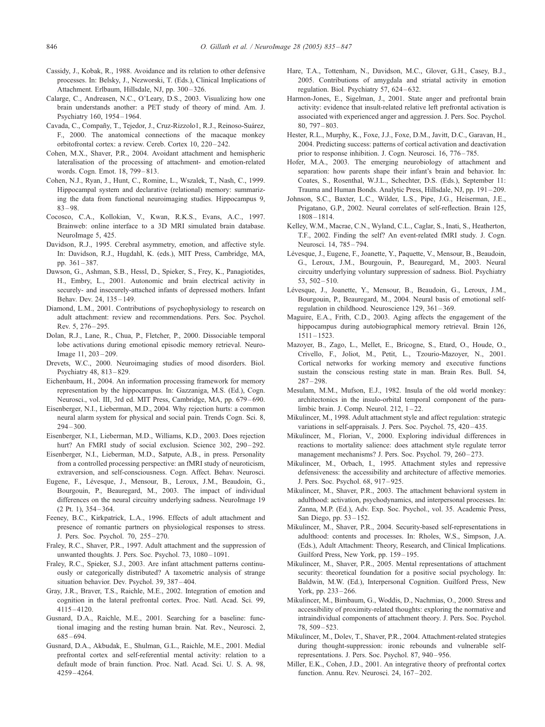Cassidy, J., Kobak, R., 1988. Avoidance and its relation to other defensive processes. In: Belsky, J., Nezworski, T. (Eds.), Clinical Implications of Attachment. Erlbaum, Hillsdale, NJ, pp. 300–326.

Calarge, C., Andreasen, N.C., O'Leary, D.S., 2003. Visualizing how one brain understands another: a PET study of theory of mind. Am. J. Psychiatry 160, 1954–1964.

Cavada, C., Compañy, T., Tejedor, J., Cruz-Rizzolo1, R.J., Reinoso-Suárez, F., 2000. The anatomical connections of the macaque monkey orbitofrontal cortex: a review. Cereb. Cortex 10, 220–242.

Cohen, M.X., Shaver, P.R., 2004. Avoidant attachment and hemispheric lateralisation of the processing of attachment- and emotion-related words. Cogn. Emot. 18, 799–813.

Cohen, N.J., Ryan, J., Hunt, C., Romine, L., Wszalek, T., Nash, C., 1999. Hippocampal system and declarative (relational) memory: summarizing the data from functional neuroimaging studies. Hippocampus 9, 83–98.

Cocosco, C.A., Kollokian, V., Kwan, R.K.S., Evans, A.C., 1997. Brainweb: online interface to a 3D MRI simulated brain database. NeuroImage 5, 425.

Davidson, R.J., 1995. Cerebral asymmetry, emotion, and affective style. In: Davidson, R.J., Hugdahl, K. (eds.), MIT Press, Cambridge, MA, pp. 361–387.

Dawson, G., Ashman, S.B., Hessl, D., Spieker, S., Frey, K., Panagiotides, H., Embry, L., 2001. Autonomic and brain electrical activity in securely- and insecurely-attached infants of depressed mothers. Infant Behav. Dev. 24, 135–149.

Diamond, L.M., 2001. Contributions of psychophysiology to research on adult attachment: review and recommendations. Pers. Soc. Psychol. Rev. 5, 276–295.

Dolan, R.J., Lane, R., Chua, P., Fletcher, P., 2000. Dissociable temporal lobe activations during emotional episodic memory retrieval. NeuroImage 11, 203–209.

Drevets, W.C., 2000. Neuroimaging studies of mood disorders. Biol. Psychiatry 48, 813–829.

Eichenbaum, H., 2004. An information processing framework for memory representation by the hippocampus. In: Gazzaniga, M.S. (Ed.), Cogn. Neurosci., vol. III, 3rd ed. MIT Press, Cambridge, MA, pp. 679–690.

Eisenberger, N.I., Lieberman, M.D., 2004. Why rejection hurts: a common neural alarm system for physical and social pain. Trends Cogn. Sci. 8, 294–300.

Eisenberger, N.I., Lieberman, M.D., Williams, K.D., 2003. Does rejection hurt? An FMRI study of social exclusion. Science 302, 290–292.

Eisenberger, N.I., Lieberman, M.D., Satpute, A.B., in press. Personality from a controlled processing perspective: an fMRI study of neuroticism, extraversion, and self-consciousness. Cogn. Affect. Behav. Neurosci.

Eugene, F., Lévesque, J., Mensour, B., Leroux, J.M., Beaudoin, G., Bourgouin, P., Beauregard, M., 2003. The impact of individual differences on the neural circuitry underlying sadness. NeuroImage 19 (2 Pt. 1), 354–364.

Feeney, B.C., Kirkpatrick, L.A., 1996. Effects of adult attachment and presence of romantic partners on physiological responses to stress. J. Pers. Soc. Psychol. 70, 255–270.

Fraley, R.C., Shaver, P.R., 1997. Adult attachment and the suppression of unwanted thoughts. J. Pers. Soc. Psychol. 73, 1080–1091.

Fraley, R.C., Spieker, S.J., 2003. Are infant attachment patterns continuously or categorically distributed? A taxometric analysis of strange situation behavior. Dev. Psychol. 39, 387–404.

Gray, J.R., Braver, T.S., Raichle, M.E., 2002. Integration of emotion and cognition in the lateral prefrontal cortex. Proc. Natl. Acad. Sci. 99, 4115–4120.

Gusnard, D.A., Raichle, M.E., 2001. Searching for a baseline: functional imaging and the resting human brain. Nat. Rev., Neurosci. 2, 685–694.

Gusnard, D.A., Akbudak, E., Shulman, G.L., Raichle, M.E., 2001. Medial prefrontal cortex and self-referential mental activity: relation to a default mode of brain function. Proc. Natl. Acad. Sci. U. S. A. 98, 4259–4264.

Hare, T.A., Tottenham, N., Davidson, M.C., Glover, G.H., Casey, B.J., 2005. Contributions of amygdala and striatal activity in emotion regulation. Biol. Psychiatry 57, 624–632.

Harmon-Jones, E., Sigelman, J., 2001. State anger and prefrontal brain activity: evidence that insult-related relative left prefrontal activation is associated with experienced anger and aggression. J. Pers. Soc. Psychol. 80, 797–803.

Hester, R.L., Murphy, K., Foxe, J.J., Foxe, D.M., Javitt, D.C., Garavan, H., 2004. Predicting success: patterns of cortical activation and deactivation prior to response inhibition. J. Cogn. Neurosci. 16, 776–785.

Hofer, M.A., 2003. The emerging neurobiology of attachment and separation: how parents shape their infant's brain and behavior. In: Coates, S., Rosenthal, W.J.L., Schechter, D.S. (Eds.), September 11: Trauma and Human Bonds. Analytic Press, Hillsdale, NJ, pp. 191–209.

Johnson, S.C., Baxter, L.C., Wilder, L.S., Pipe, J.G., Heiserman, J.E., Prigatano, G.P., 2002. Neural correlates of self-reflection. Brain 125, 1808–1814.

Kelley, W.M., Macrae, C.N., Wyland, C.L., Caglar, S., Inati, S., Heatherton, T.F., 2002. Finding the self? An event-related fMRI study. J. Cogn. Neurosci. 14, 785–794.

Lévesque, J., Eugene, F., Joanette, Y., Paquette, V., Mensour, B., Beaudoin, G., Leroux, J.M., Bourgouin, P., Beauregard, M., 2003. Neural circuitry underlying voluntary suppression of sadness. Biol. Psychiatry 53, 502–510.

Lévesque, J., Joanette, Y., Mensour, B., Beaudoin, G., Leroux, J.M., Bourgouin, P., Beauregard, M., 2004. Neural basis of emotional self-regulation in childhood. Neuroscience 129, 361–369.

Maguire, E.A., Frith, C.D., 2003. Aging affects the engagement of the hippocampus during autobiographical memory retrieval. Brain 126, 1511–1523.

Mazoyer, B., Zago, L., Mellet, E., Bricogne, S., Etard, O., Houde, O., Crivello, F., Joliot, M., Petit, L., Tzourio-Mazoyer, N., 2001. Cortical networks for working memory and executive functions sustain the conscious resting state in man. Brain Res. Bull. 54, 287–298.

Mesulam, M.M., Mufson, E.J., 1982. Insula of the old world monkey: architectonics in the insulo-orbital temporal component of the paralimbic brain. J. Comp. Neurol. 212, 1–22.

Mikulincer, M., 1998. Adult attachment style and affect regulation: strategic variations in self-appraisals. J. Pers. Soc. Psychol. 75, 420–435.

Mikulincer, M., Florian, V., 2000. Exploring individual differences in reactions to mortality salience: does attachment style regulate terror management mechanisms? J. Pers. Soc. Psychol. 79, 260–273.

Mikulincer, M., Orbach, I., 1995. Attachment styles and repressive defensiveness: the accessibility and architecture of affective memories. J. Pers. Soc. Psychol. 68, 917–925.

Mikulincer, M., Shaver, P.R., 2003. The attachment behavioral system in adulthood: activation, psychodynamics, and interpersonal processes. In: Zanna, M.P. (Ed.), Adv. Exp. Soc. Psychol., vol. 35. Academic Press, San Diego, pp. 53–152.

Mikulincer, M., Shaver, P.R., 2004. Security-based self-representations in adulthood: contents and processes. In: Rholes, W.S., Simpson, J.A. (Eds.), Adult Attachment: Theory, Research, and Clinical Implications. Guilford Press, New York, pp. 159–195.

Mikulincer, M., Shaver, P.R., 2005. Mental representations of attachment security: theoretical foundation for a positive social psychology. In: Baldwin, M.W. (Ed.), Interpersonal Cognition. Guilford Press, New York, pp. 233–266.

Mikulincer, M., Birnbaum, G., Woddis, D., Nachmias, O., 2000. Stress and accessibility of proximity-related thoughts: exploring the normative and intraindividual components of attachment theory. J. Pers. Soc. Psychol. 78, 509–523.

Mikulincer, M., Dolev, T., Shaver, P.R., 2004. Attachment-related strategies during thought-suppression: ironic rebounds and vulnerable self-representations. J. Pers. Soc. Psychol. 87, 940–956.

Miller, E.K., Cohen, J.D., 2001. An integrative theory of prefrontal cortex function. Annu. Rev. Neurosci. 24, 167–202.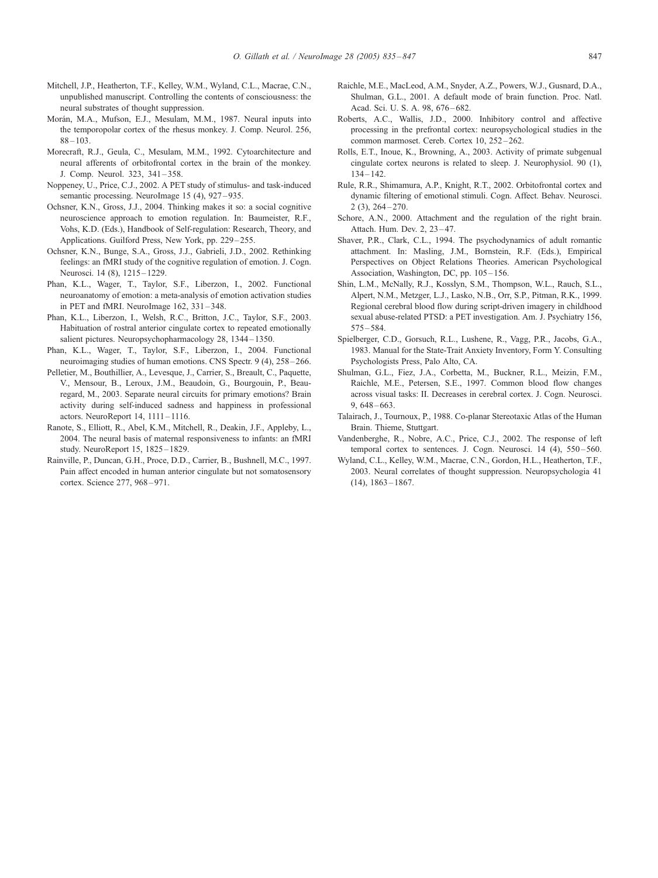Mitchell, J.P., Heatherton, T.F., Kelley, W.M., Wyland, C.L., Macrae, C.N., unpublished manuscript. Controlling the contents of consciousness: the neural substrates of thought suppression.

Morán, M.A., Mufson, E.J., Mesulam, M.M., 1987. Neural inputs into the temporopolar cortex of the rhesus monkey. J. Comp. Neurol. 256, 88–103.

Morecraft, R.J., Geula, C., Mesulam, M.M., 1992. Cytoarchitecture and neural afferents of orbitofrontal cortex in the brain of the monkey. J. Comp. Neurol. 323, 341–358.

Noppeney, U., Price, C.J., 2002. A PET study of stimulus- and task-induced semantic processing. NeuroImage 15 (4), 927–935.

Ochsner, K.N., Gross, J.J., 2004. Thinking makes it so: a social cognitive neuroscience approach to emotion regulation. In: Baumeister, R.F., Vohs, K.D. (Eds.), Handbook of Self-regulation: Research, Theory, and Applications. Guilford Press, New York, pp. 229–255.

Ochsner, K.N., Bunge, S.A., Gross, J.J., Gabrieli, J.D., 2002. Rethinking feelings: an fMRI study of the cognitive regulation of emotion. J. Cogn. Neurosci. 14 (8), 1215–1229.

Phan, K.L., Wager, T., Taylor, S.F., Liberzon, I., 2002. Functional neuroanatomy of emotion: a meta-analysis of emotion activation studies in PET and fMRI. NeuroImage 162, 331–348.

Phan, K.L., Liberzon, I., Welsh, R.C., Britton, J.C., Taylor, S.F., 2003. Habituation of rostral anterior cingulate cortex to repeated emotionally salient pictures. Neuropsychopharmacology 28, 1344–1350.

Phan, K.L., Wager, T., Taylor, S.F., Liberzon, I., 2004. Functional neuroimaging studies of human emotions. CNS Spectr. 9 (4), 258–266.

Pelletier, M., Bouthillier, A., Levesque, J., Carrier, S., Breault, C., Paquette, V., Mensour, B., Leroux, J.M., Beaudoin, G., Bourgouin, P., Beauregard, M., 2003. Separate neural circuits for primary emotions? Brain activity during self-induced sadness and happiness in professional actors. NeuroReport 14, 1111–1116.

Ranote, S., Elliott, R., Abel, K.M., Mitchell, R., Deakin, J.F., Appleby, L., 2004. The neural basis of maternal responsiveness to infants: an fMRI study. NeuroReport 15, 1825–1829.

Rainville, P., Duncan, G.H., Proce, D.D., Carrier, B., Bushnell, M.C., 1997. Pain affect encoded in human anterior cingulate but not somatosensory cortex. Science 277, 968–971.

Raichle, M.E., MacLeod, A.M., Snyder, A.Z., Powers, W.J., Gusnard, D.A., Shulman, G.L., 2001. A default mode of brain function. Proc. Natl. Acad. Sci. U. S. A. 98, 676–682.

Roberts, A.C., Wallis, J.D., 2000. Inhibitory control and affective processing in the prefrontal cortex: neuropsychological studies in the common marmoset. Cereb. Cortex 10, 252–262.

Rolls, E.T., Inoue, K., Browning, A., 2003. Activity of primate subgenual cingulate cortex neurons is related to sleep. J. Neurophysiol. 90 (1), 134–142.

Rule, R.R., Shimamura, A.P., Knight, R.T., 2002. Orbitofrontal cortex and dynamic filtering of emotional stimuli. Cogn. Affect. Behav. Neurosci. 2 (3), 264–270.

Schore, A.N., 2000. Attachment and the regulation of the right brain. Attach. Hum. Dev. 2, 23–47.

Shaver, P.R., Clark, C.L., 1994. The psychodynamics of adult romantic attachment. In: Masling, J.M., Bornstein, R.F. (Eds.), Empirical Perspectives on Object Relations Theories. American Psychological Association, Washington, DC, pp. 105–156.

Shin, L.M., McNally, R.J., Kosslyn, S.M., Thompson, W.L., Rauch, S.L., Alpert, N.M., Metzger, L.J., Lasko, N.B., Orr, S.P., Pitman, R.K., 1999. Regional cerebral blood flow during script-driven imagery in childhood sexual abuse-related PTSD: a PET investigation. Am. J. Psychiatry 156, 575–584.

Spielberger, C.D., Gorsuch, R.L., Lushene, R., Vagg, P.R., Jacobs, G.A., 1983. Manual for the State-Trait Anxiety Inventory, Form Y. Consulting Psychologists Press, Palo Alto, CA.

Shulman, G.L., Fiez, J.A., Corbetta, M., Buckner, R.L., Meizin, F.M., Raichle, M.E., Petersen, S.E., 1997. Common blood flow changes across visual tasks: II. Decreases in cerebral cortex. J. Cogn. Neurosci. 9, 648–663.

Talairach, J., Tournoux, P., 1988. Co-planar Stereotaxic Atlas of the Human Brain. Thieme, Stuttgart.

Vandenberghe, R., Nobre, A.C., Price, C.J., 2002. The response of left temporal cortex to sentences. J. Cogn. Neurosci. 14 (4), 550–560.

Wyland, C.L., Kelley, W.M., Macrae, C.N., Gordon, H.L., Heatherton, T.F., 2003. Neural correlates of thought suppression. Neuropsychologia 41 (14), 1863–1867.